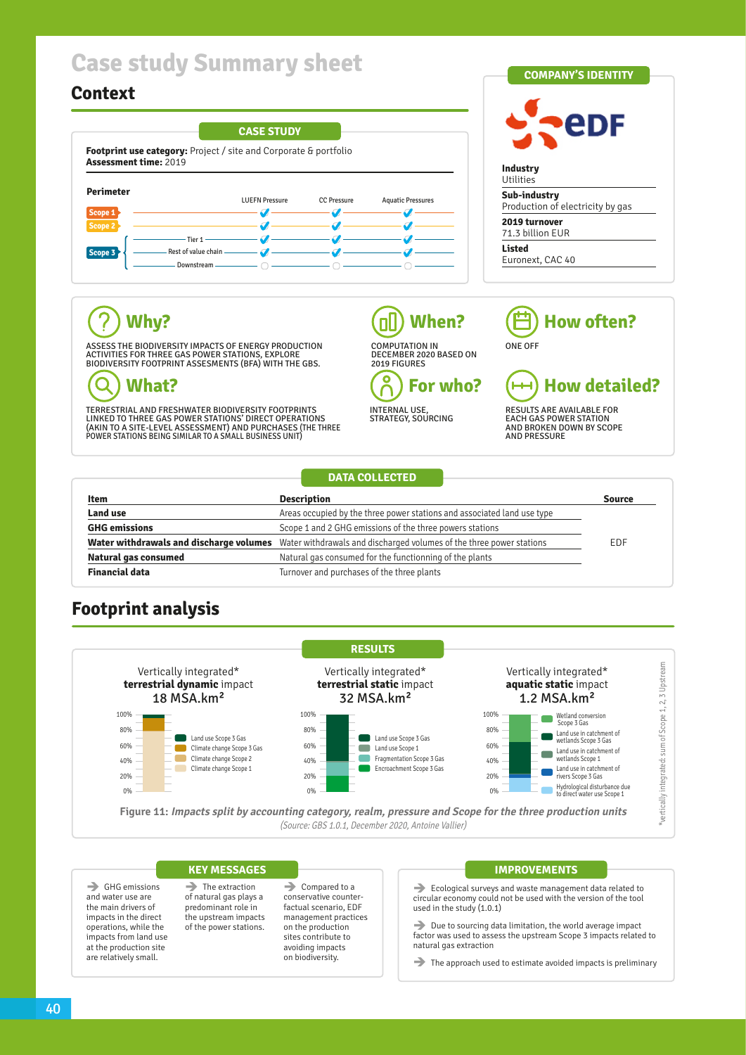# Case study Summary sheet

## Context

### CASE STUDY

**Footprint use category:** Project / site and Corporate & portfolio
**Assessment time:** 2019

**Perimeter**

| | | LUEFN Pressure | CC Pressure | Aquatic Pressures |
|---|---|---|---|---|
| Scope 1 | | ✓ | ✓ | ✓ |
| Scope 2 | | ✓ | ✓ | ✓ |
| Scope 3 | Tier 1 | ✓ | ✓ | ✓ |
| | Rest of value chain | ✓ | ✓ | ✓ |
| | Downstream | ○ | ○ | ○ |

### COMPANY'S IDENTITY

EDF

**Industry**
Utilities

**Sub-industry**
Production of electricity by gas

**2019 turnover**
71.3 billion EUR

**Listed**
Euronext, CAC 40

### Why?

ASSESS THE BIODIVERSITY IMPACTS OF ENERGY PRODUCTION ACTIVITIES FOR THREE GAS POWER STATIONS, EXPLORE BIODIVERSITY FOOTPRINT ASSESSMENTS (BFA) WITH THE GBS.

### What?

TERRESTRIAL AND FRESHWATER BIODIVERSITY FOOTPRINTS LINKED TO THREE GAS POWER STATIONS' DIRECT OPERATIONS (AKIN TO A SITE-LEVEL ASSESSMENT) AND PURCHASES (THE THREE POWER STATIONS BEING SIMILAR TO A SMALL BUSINESS UNIT)

### When?

COMPUTATION IN DECEMBER 2020 BASED ON 2019 FIGURES

### For who?

INTERNAL USE, STRATEGY, SOURCING

### How often?

ONE OFF

### How detailed?

RESULTS ARE AVAILABLE FOR EACH GAS POWER STATION AND BROKEN DOWN BY SCOPE AND PRESSURE

### DATA COLLECTED

| Item | Description | Source |
|---|---|---|
| **Land use** | Areas occupied by the three power stations and associated land use type | EDF |
| **GHG emissions** | Scope 1 and 2 GHG emissions of the three powers stations | |
| **Water withdrawals and discharge volumes** | Water withdrawals and discharged volumes of the three power stations | |
| **Natural gas consumed** | Natural gas consumed for the functionning of the plants | |
| **Financial data** | Turnover and purchases of the three plants | |

## Footprint analysis

### RESULTS

Vertically integrated* **terrestrial dynamic** impact 18 MSA.km²
- Land use Scope 3 Gas
- Climate change Scope 3 Gas
- Climate change Scope 2
- Climate change Scope 1

Vertically integrated* **terrestrial static** impact 32 MSA.km²
- Land use Scope 3 Gas
- Land use Scope 1
- Fragmentation Scope 3 Gas
- Encroachment Scope 3 Gas

Vertically integrated* **aquatic static** impact 1.2 MSA.km²
- Wetland conversion Scope 3 Gas
- Land use in catchment of wetlands Scope 3 Gas
- Land use in catchment of wetlands Scope 1
- Land use in catchment of rivers Scope 3 Gas
- Hydrological disturbance due to direct water use Scope 1

*vertically integrated: sum of Scope 1, 2, 3 Upstream

**Figure 11:** ***Impacts split by accounting category, realm, pressure and Scope for the three production units***
*(Source: GBS 1.0.1, December 2020, Antoine Vallier)*

### KEY MESSAGES

- GHG emissions and water use are the main drivers of impacts in the direct operations, while the impacts from land use at the production site are relatively small.
- The extraction of natural gas plays a predominant role in the upstream impacts of the power stations.
- Compared to a conservative counter-factual scenario, EDF management practices on the production sites contribute to avoiding impacts on biodiversity.

### IMPROVEMENTS

- Ecological surveys and waste management data related to circular economy could not be used with the version of the tool used in the study (1.0.1)
- Due to sourcing data limitation, the world average impact factor was used to assess the upstream Scope 3 impacts related to natural gas extraction
- The approach used to estimate avoided impacts is preliminary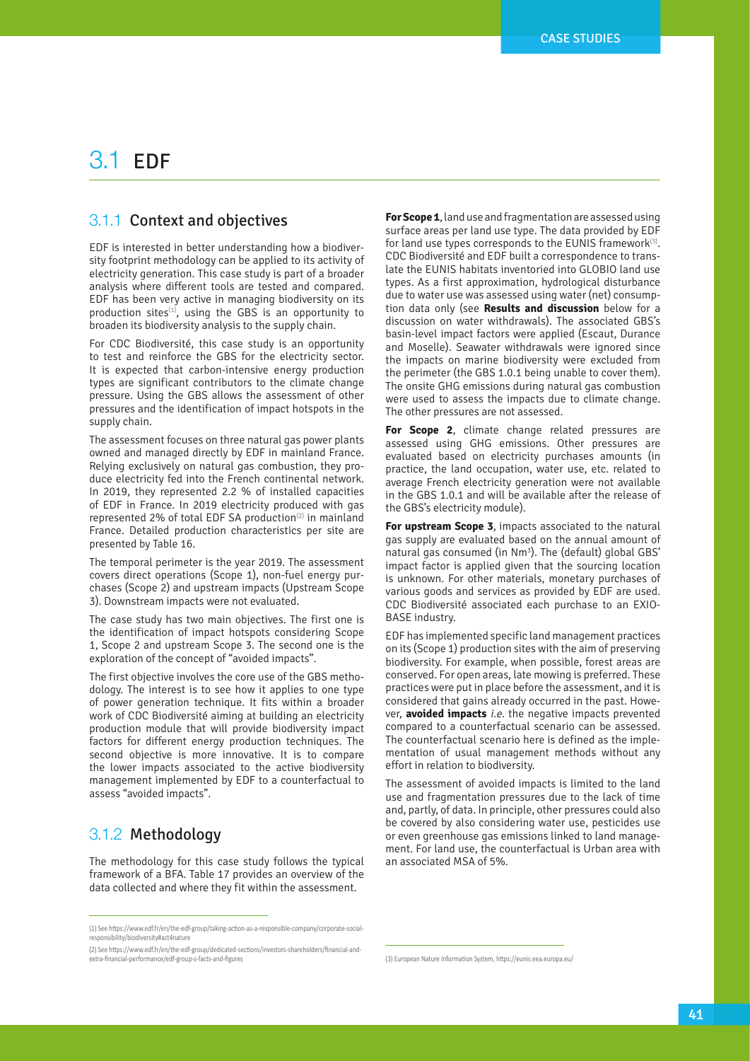# 3.1 EDF

## 3.1.1 Context and objectives

EDF is interested in better understanding how a biodiversity footprint methodology can be applied to its activity of electricity generation. This case study is part of a broader analysis where different tools are tested and compared. EDF has been very active in managing biodiversity on its production sites[1], using the GBS is an opportunity to broaden its biodiversity analysis to the supply chain.

For CDC Biodiversité, this case study is an opportunity to test and reinforce the GBS for the electricity sector. It is expected that carbon-intensive energy production types are significant contributors to the climate change pressure. Using the GBS allows the assessment of other pressures and the identification of impact hotspots in the supply chain.

The assessment focuses on three natural gas power plants owned and managed directly by EDF in mainland France. Relying exclusively on natural gas combustion, they produce electricity fed into the French continental network. In 2019, they represented 2.2 % of installed capacities of EDF in France. In 2019 electricity produced with gas represented 2% of total EDF SA production[2] in mainland France. Detailed production characteristics per site are presented by Table 16.

The temporal perimeter is the year 2019. The assessment covers direct operations (Scope 1), non-fuel energy purchases (Scope 2) and upstream impacts (Upstream Scope 3). Downstream impacts were not evaluated.

The case study has two main objectives. The first one is the identification of impact hotspots considering Scope 1, Scope 2 and upstream Scope 3. The second one is the exploration of the concept of "avoided impacts".

The first objective involves the core use of the GBS methodology. The interest is to see how it applies to one type of power generation technique. It fits within a broader work of CDC Biodiversité aiming at building an electricity production module that will provide biodiversity impact factors for different energy production techniques. The second objective is more innovative. It is to compare the lower impacts associated to the active biodiversity management implemented by EDF to a counterfactual to assess "avoided impacts".

## 3.1.2 Methodology

The methodology for this case study follows the typical framework of a BFA. Table 17 provides an overview of the data collected and where they fit within the assessment.

**For Scope 1**, land use and fragmentation are assessed using surface areas per land use type. The data provided by EDF for land use types corresponds to the EUNIS framework[3]. CDC Biodiversité and EDF built a correspondence to translate the EUNIS habitats inventoried into GLOBIO land use types. As a first approximation, hydrological disturbance due to water use was assessed using water (net) consumption data only (see **Results and discussion** below for a discussion on water withdrawals). The associated GBS's basin-level impact factors were applied (Escaut, Durance and Moselle). Seawater withdrawals were ignored since the impacts on marine biodiversity were excluded from the perimeter (the GBS 1.0.1 being unable to cover them). The onsite GHG emissions during natural gas combustion were used to assess the impacts due to climate change. The other pressures are not assessed.

**For Scope 2**, climate change related pressures are assessed using GHG emissions. Other pressures are evaluated based on electricity purchases amounts (in practice, the land occupation, water use, etc. related to average French electricity generation were not available in the GBS 1.0.1 and will be available after the release of the GBS's electricity module).

**For upstream Scope 3**, impacts associated to the natural gas supply are evaluated based on the annual amount of natural gas consumed (in Nm³). The (default) global GBS' impact factor is applied given that the sourcing location is unknown. For other materials, monetary purchases of various goods and services as provided by EDF are used. CDC Biodiversité associated each purchase to an EXIOBASE industry.

EDF has implemented specific land management practices on its (Scope 1) production sites with the aim of preserving biodiversity. For example, when possible, forest areas are conserved. For open areas, late mowing is preferred. These practices were put in place before the assessment, and it is considered that gains already occurred in the past. However, **avoided impacts** *i.e.* the negative impacts prevented compared to a counterfactual scenario can be assessed. The counterfactual scenario here is defined as the implementation of usual management methods without any effort in relation to biodiversity.

The assessment of avoided impacts is limited to the land use and fragmentation pressures due to the lack of time and, partly, of data. In principle, other pressures could also be covered by also considering water use, pesticides use or even greenhouse gas emissions linked to land management. For land use, the counterfactual is Urban area with an associated MSA of 5%.

---

(1) See https://www.edf.fr/en/the-edf-group/taking-action-as-a-responsible-company/corporate-social-responsibility/biodiversity#act4nature

(2) See https://www.edf.fr/en/the-edf-group/dedicated-sections/investors-shareholders/financial-and-extra-financial-performance/edf-group-s-facts-and-figures

(3) European Nature Information System, https://eunis.eea.europa.eu/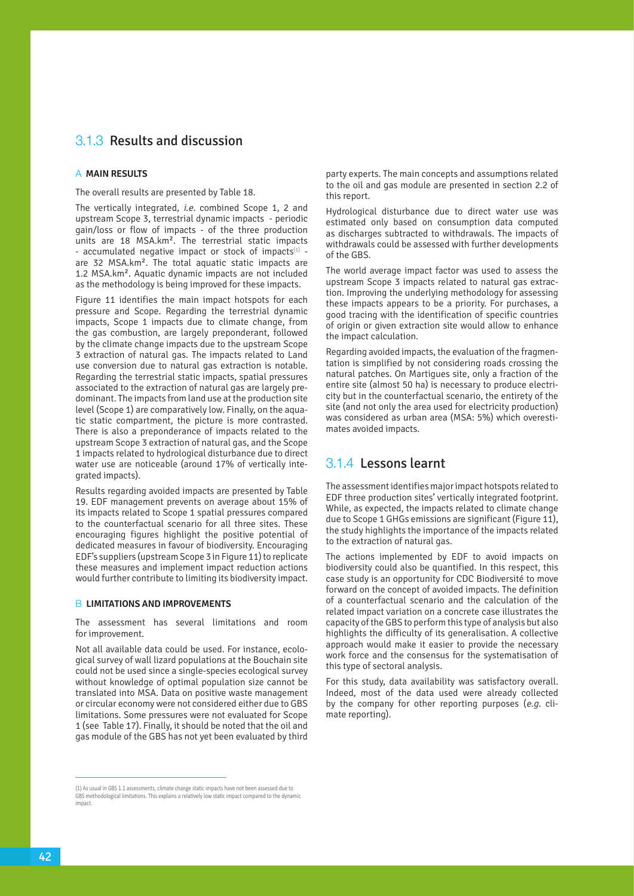## 3.1.3 Results and discussion

### A MAIN RESULTS

The overall results are presented by Table 18.

The vertically integrated, *i.e.* combined Scope 1, 2 and upstream Scope 3, terrestrial dynamic impacts - periodic gain/loss or flow of impacts - of the three production units are 18 MSA.km². The terrestrial static impacts - accumulated negative impact or stock of impacts[1] - are 32 MSA.km². The total aquatic static impacts are 1.2 MSA.km². Aquatic dynamic impacts are not included as the methodology is being improved for these impacts.

Figure 11 identifies the main impact hotspots for each pressure and Scope. Regarding the terrestrial dynamic impacts, Scope 1 impacts due to climate change, from the gas combustion, are largely preponderant, followed by the climate change impacts due to the upstream Scope 3 extraction of natural gas. The impacts related to Land use conversion due to natural gas extraction is notable. Regarding the terrestrial static impacts, spatial pressures associated to the extraction of natural gas are largely predominant. The impacts from land use at the production site level (Scope 1) are comparatively low. Finally, on the aquatic static compartment, the picture is more contrasted. There is also a preponderance of impacts related to the upstream Scope 3 extraction of natural gas, and the Scope 1 impacts related to hydrological disturbance due to direct water use are noticeable (around 17% of vertically integrated impacts).

Results regarding avoided impacts are presented by Table 19. EDF management prevents on average about 15% of its impacts related to Scope 1 spatial pressures compared to the counterfactual scenario for all three sites. These encouraging figures highlight the positive potential of dedicated measures in favour of biodiversity. Encouraging EDF's suppliers (upstream Scope 3 in Figure 11) to replicate these measures and implement impact reduction actions would further contribute to limiting its biodiversity impact.

### B LIMITATIONS AND IMPROVEMENTS

The assessment has several limitations and room for improvement.

Not all available data could be used. For instance, ecological survey of wall lizard populations at the Bouchain site could not be used since a single-species ecological survey without knowledge of optimal population size cannot be translated into MSA. Data on positive waste management or circular economy were not considered either due to GBS limitations. Some pressures were not evaluated for Scope 1 (see Table 17). Finally, it should be noted that the oil and gas module of the GBS has not yet been evaluated by third party experts. The main concepts and assumptions related to the oil and gas module are presented in section 2.2 of this report.

Hydrological disturbance due to direct water use was estimated only based on consumption data computed as discharges subtracted to withdrawals. The impacts of withdrawals could be assessed with further developments of the GBS.

The world average impact factor was used to assess the upstream Scope 3 impacts related to natural gas extraction. Improving the underlying methodology for assessing these impacts appears to be a priority. For purchases, a good tracing with the identification of specific countries of origin or given extraction site would allow to enhance the impact calculation.

Regarding avoided impacts, the evaluation of the fragmentation is simplified by not considering roads crossing the natural patches. On Martigues site, only a fraction of the entire site (almost 50 ha) is necessary to produce electricity but in the counterfactual scenario, the entirety of the site (and not only the area used for electricity production) was considered as urban area (MSA: 5%) which overestimates avoided impacts.

## 3.1.4 Lessons learnt

The assessment identifies major impact hotspots related to EDF three production sites' vertically integrated footprint. While, as expected, the impacts related to climate change due to Scope 1 GHGs emissions are significant (Figure 11), the study highlights the importance of the impacts related to the extraction of natural gas.

The actions implemented by EDF to avoid impacts on biodiversity could also be quantified. In this respect, this case study is an opportunity for CDC Biodiversité to move forward on the concept of avoided impacts. The definition of a counterfactual scenario and the calculation of the related impact variation on a concrete case illustrates the capacity of the GBS to perform this type of analysis but also highlights the difficulty of its generalisation. A collective approach would make it easier to provide the necessary work force and the consensus for the systematisation of this type of sectoral analysis.

For this study, data availability was satisfactory overall. Indeed, most of the data used were already collected by the company for other reporting purposes (*e.g.* climate reporting).

---

[1] As usual in GBS 1.1 assessments, climate change static impacts have not been assessed due to GBS methodological limitations. This explains a relatively low static impact compared to the dynamic impact.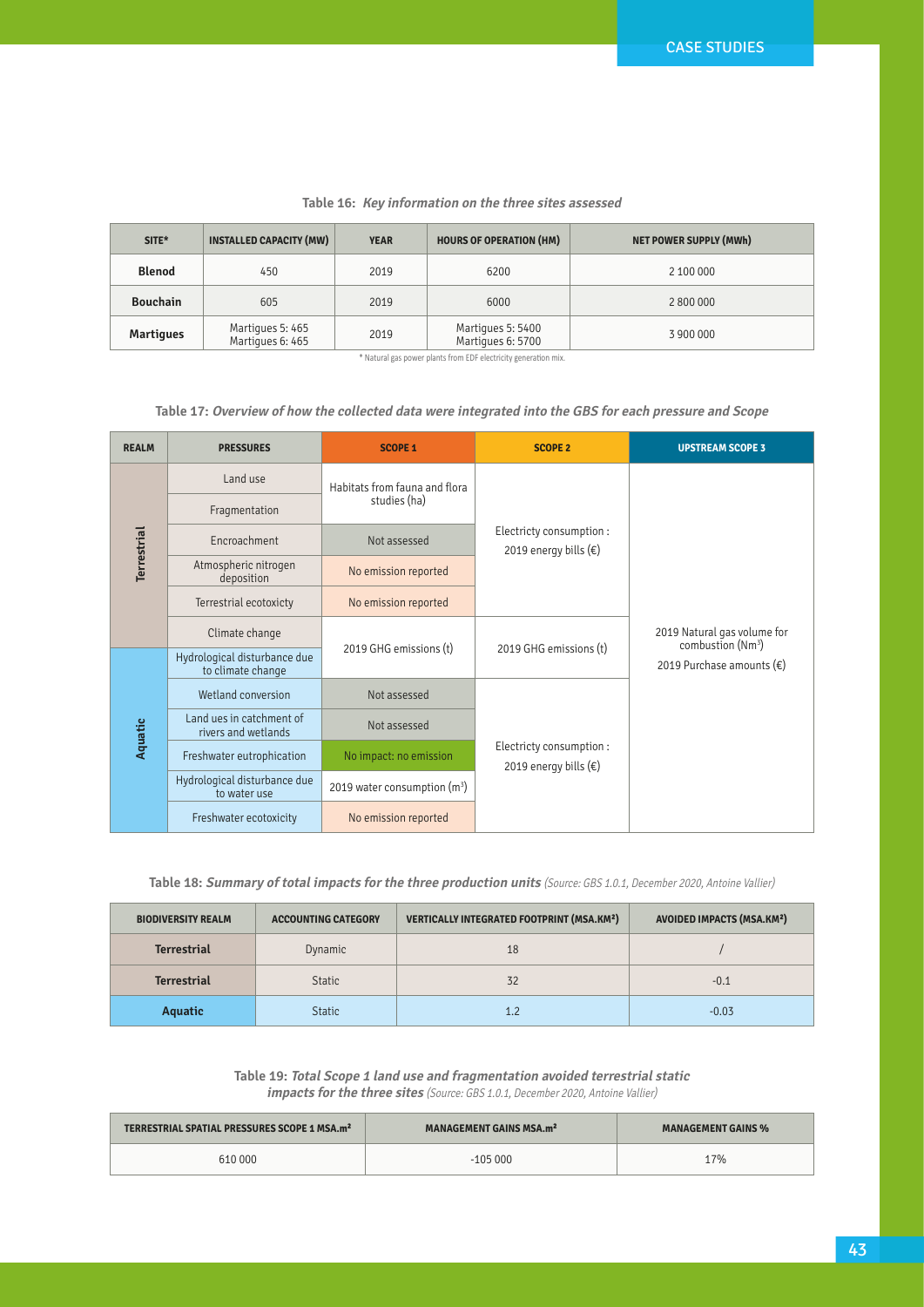**Table 16:** ***Key information on the three sites assessed***

| SITE* | INSTALLED CAPACITY (MW) | YEAR | HOURS OF OPERATION (HM) | NET POWER SUPPLY (MWh) |
|---|---|---|---|---|
| **Blenod** | 450 | 2019 | 6200 | 2 100 000 |
| **Bouchain** | 605 | 2019 | 6000 | 2 800 000 |
| **Martigues** | Martigues 5: 465<br>Martigues 6: 465 | 2019 | Martigues 5: 5400<br>Martigues 6: 5700 | 3 900 000 |

\* Natural gas power plants from EDF electricity generation mix.

**Table 17:** ***Overview of how the collected data were integrated into the GBS for each pressure and Scope***

| REALM | PRESSURES | SCOPE 1 | SCOPE 2 | UPSTREAM SCOPE 3 |
|---|---|---|---|---|
| Terrestrial | Land use | Habitats from fauna and flora studies (ha) | Electricty consumption : 2019 energy bills (€) | 2019 Natural gas volume for combustion ($Nm^3$)<br>2019 Purchase amounts (€) |
| Terrestrial | Fragmentation | Habitats from fauna and flora studies (ha) | Electricty consumption : 2019 energy bills (€) | 2019 Natural gas volume for combustion ($Nm^3$)<br>2019 Purchase amounts (€) |
| Terrestrial | Encroachment | Not assessed | Electricty consumption : 2019 energy bills (€) | 2019 Natural gas volume for combustion ($Nm^3$)<br>2019 Purchase amounts (€) |
| Terrestrial | Atmospheric nitrogen deposition | No emission reported | Electricty consumption : 2019 energy bills (€) | 2019 Natural gas volume for combustion ($Nm^3$)<br>2019 Purchase amounts (€) |
| Terrestrial | Terrestrial ecotoxicty | No emission reported | Electricty consumption : 2019 energy bills (€) | 2019 Natural gas volume for combustion ($Nm^3$)<br>2019 Purchase amounts (€) |
| Terrestrial | Climate change | 2019 GHG emissions (t) | 2019 GHG emissions (t) | 2019 Natural gas volume for combustion ($Nm^3$)<br>2019 Purchase amounts (€) |
| Aquatic | Hydrological disturbance due to climate change | 2019 GHG emissions (t) | 2019 GHG emissions (t) | 2019 Natural gas volume for combustion ($Nm^3$)<br>2019 Purchase amounts (€) |
| Aquatic | Wetland conversion | Not assessed | Electricty consumption : 2019 energy bills (€) | 2019 Natural gas volume for combustion ($Nm^3$)<br>2019 Purchase amounts (€) |
| Aquatic | Land ues in catchment of rivers and wetlands | Not assessed | Electricty consumption : 2019 energy bills (€) | 2019 Natural gas volume for combustion ($Nm^3$)<br>2019 Purchase amounts (€) |
| Aquatic | Freshwater eutrophication | No impact: no emission | Electricty consumption : 2019 energy bills (€) | 2019 Natural gas volume for combustion ($Nm^3$)<br>2019 Purchase amounts (€) |
| Aquatic | Hydrological disturbance due to water use | 2019 water consumption ($m^3$) | Electricty consumption : 2019 energy bills (€) | 2019 Natural gas volume for combustion ($Nm^3$)<br>2019 Purchase amounts (€) |
| Aquatic | Freshwater ecotoxicity | No emission reported | Electricty consumption : 2019 energy bills (€) | 2019 Natural gas volume for combustion ($Nm^3$)<br>2019 Purchase amounts (€) |

**Table 18:** ***Summary of total impacts for the three production units*** *(Source: GBS 1.0.1, December 2020, Antoine Vallier)*

| BIODIVERSITY REALM | ACCOUNTING CATEGORY | VERTICALLY INTEGRATED FOOTPRINT ($MSA.KM^2$) | AVOIDED IMPACTS ($MSA.KM^2$) |
|---|---|---|---|
| **Terrestrial** | Dynamic | 18 | / |
| **Terrestrial** | Static | 32 | -0.1 |
| **Aquatic** | Static | 1.2 | -0.03 |

**Table 19:** ***Total Scope 1 land use and fragmentation avoided terrestrial static impacts for the three sites*** *(Source: GBS 1.0.1, December 2020, Antoine Vallier)*

| TERRESTRIAL SPATIAL PRESSURES SCOPE 1 $MSA.m^2$ | MANAGEMENT GAINS $MSA.m^2$ | MANAGEMENT GAINS % |
|---|---|---|
| 610 000 | -105 000 | 17% |